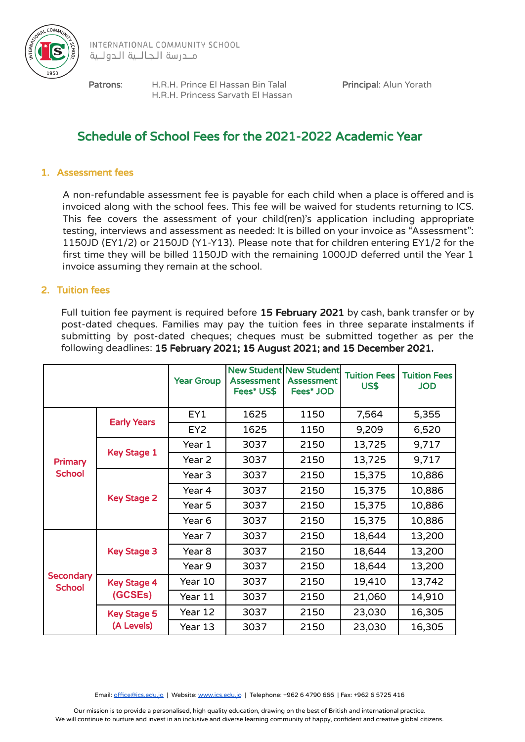INTERNATIONAL COMMUNITY SCHOOL
مـدرسة الجالـية الدولـية

**Patrons**: H.R.H. Prince El Hassan Bin Talal
H.R.H. Princess Sarvath El Hassan

**Principal**: Alun Yorath

# Schedule of School Fees for the 2021-2022 Academic Year

## 1. Assessment fees

A non-refundable assessment fee is payable for each child when a place is offered and is invoiced along with the school fees. This fee will be waived for students returning to ICS. This fee covers the assessment of your child(ren)'s application including appropriate testing, interviews and assessment as needed: It is billed on your invoice as "Assessment": 1150JD (EY1/2) or 2150JD (Y1-Y13). Please note that for children entering EY1/2 for the first time they will be billed 1150JD with the remaining 1000JD deferred until the Year 1 invoice assuming they remain at the school.

## 2. Tuition fees

Full tuition fee payment is required before **15 February 2021** by cash, bank transfer or by post-dated cheques. Families may pay the tuition fees in three separate instalments if submitting by post-dated cheques; cheques must be submitted together as per the following deadlines: **15 February 2021; 15 August 2021; and 15 December 2021.**

| | | Year Group | New Student Assessment Fees* US$ | New Student Assessment Fees* JOD | Tuition Fees US$ | Tuition Fees JOD |
|---|---|---|---|---|---|---|
| Primary School | Early Years | EY1 | 1625 | 1150 | 7,564 | 5,355 |
| | | EY2 | 1625 | 1150 | 9,209 | 6,520 |
| | Key Stage 1 | Year 1 | 3037 | 2150 | 13,725 | 9,717 |
| | | Year 2 | 3037 | 2150 | 13,725 | 9,717 |
| | Key Stage 2 | Year 3 | 3037 | 2150 | 15,375 | 10,886 |
| | | Year 4 | 3037 | 2150 | 15,375 | 10,886 |
| | | Year 5 | 3037 | 2150 | 15,375 | 10,886 |
| | | Year 6 | 3037 | 2150 | 15,375 | 10,886 |
| Secondary School | Key Stage 3 | Year 7 | 3037 | 2150 | 18,644 | 13,200 |
| | | Year 8 | 3037 | 2150 | 18,644 | 13,200 |
| | | Year 9 | 3037 | 2150 | 18,644 | 13,200 |
| | Key Stage 4 (GCSEs) | Year 10 | 3037 | 2150 | 19,410 | 13,742 |
| | | Year 11 | 3037 | 2150 | 21,060 | 14,910 |
| | Key Stage 5 (A Levels) | Year 12 | 3037 | 2150 | 23,030 | 16,305 |
| | | Year 13 | 3037 | 2150 | 23,030 | 16,305 |

Email: office@ics.edu.jo | Website: www.ics.edu.jo | Telephone: +962 6 4790 666 | Fax: +962 6 5725 416

Our mission is to provide a personalised, high quality education, drawing on the best of British and international practice.
We will continue to nurture and invest in an inclusive and diverse learning community of happy, confident and creative global citizens.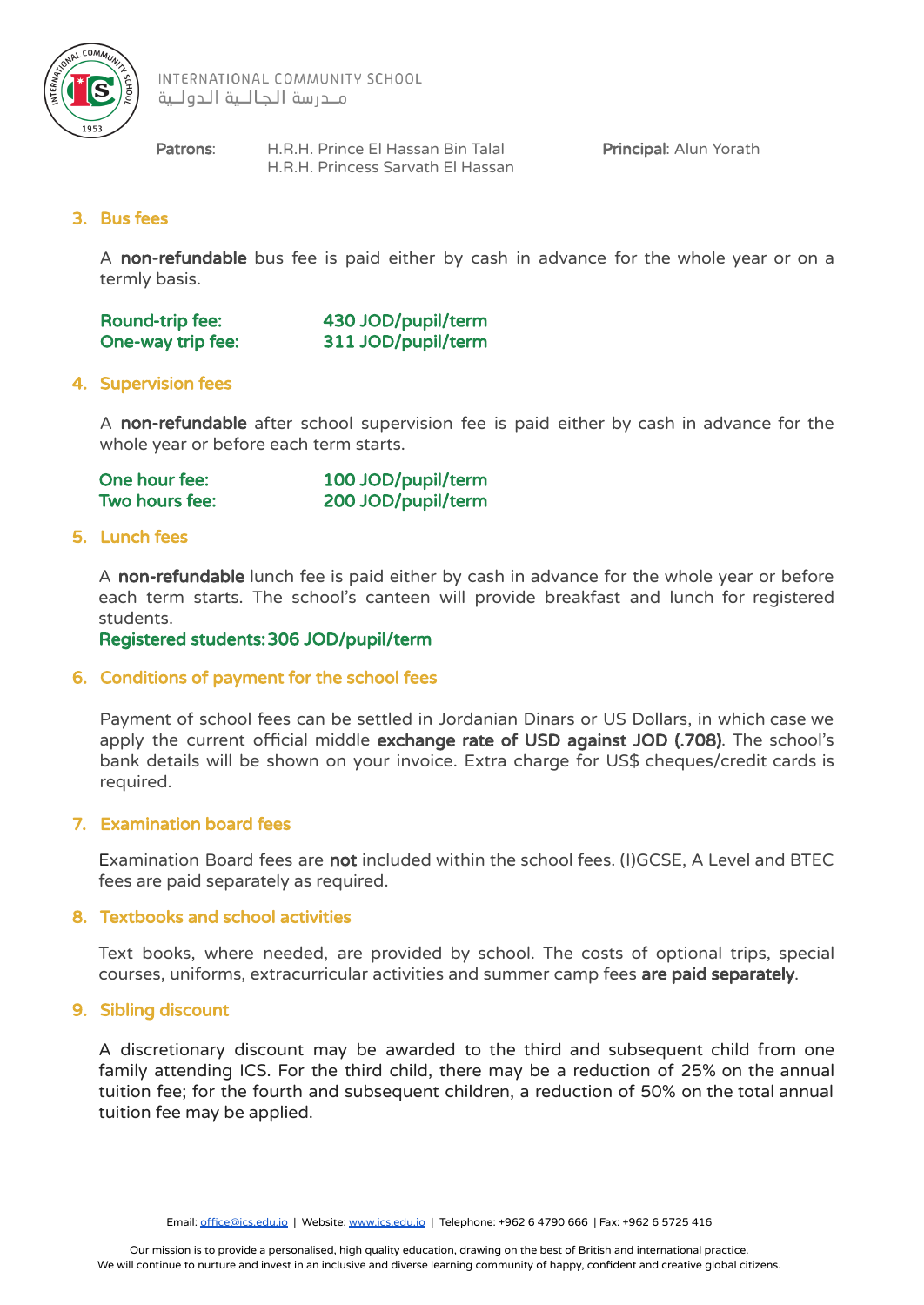## 3. Bus fees

A **non-refundable** bus fee is paid either by cash in advance for the whole year or on a termly basis.

**Round-trip fee:** **430 JOD/pupil/term**
**One-way trip fee:** **311 JOD/pupil/term**

## 4. Supervision fees

A **non-refundable** after school supervision fee is paid either by cash in advance for the whole year or before each term starts.

**One hour fee:** **100 JOD/pupil/term**
**Two hours fee:** **200 JOD/pupil/term**

## 5. Lunch fees

A **non-refundable** lunch fee is paid either by cash in advance for the whole year or before each term starts. The school's canteen will provide breakfast and lunch for registered students.
**Registered students: 306 JOD/pupil/term**

## 6. Conditions of payment for the school fees

Payment of school fees can be settled in Jordanian Dinars or US Dollars, in which case we apply the current official middle **exchange rate of USD against JOD (.708)**. The school's bank details will be shown on your invoice. Extra charge for US$ cheques/credit cards is required.

## 7. Examination board fees

Examination Board fees are **not** included within the school fees. (I)GCSE, A Level and BTEC fees are paid separately as required.

## 8. Textbooks and school activities

Text books, where needed, are provided by school. The costs of optional trips, special courses, uniforms, extracurricular activities and summer camp fees **are paid separately**.

## 9. Sibling discount

A discretionary discount may be awarded to the third and subsequent child from one family attending ICS. For the third child, there may be a reduction of 25% on the annual tuition fee; for the fourth and subsequent children, a reduction of 50% on the total annual tuition fee may be applied.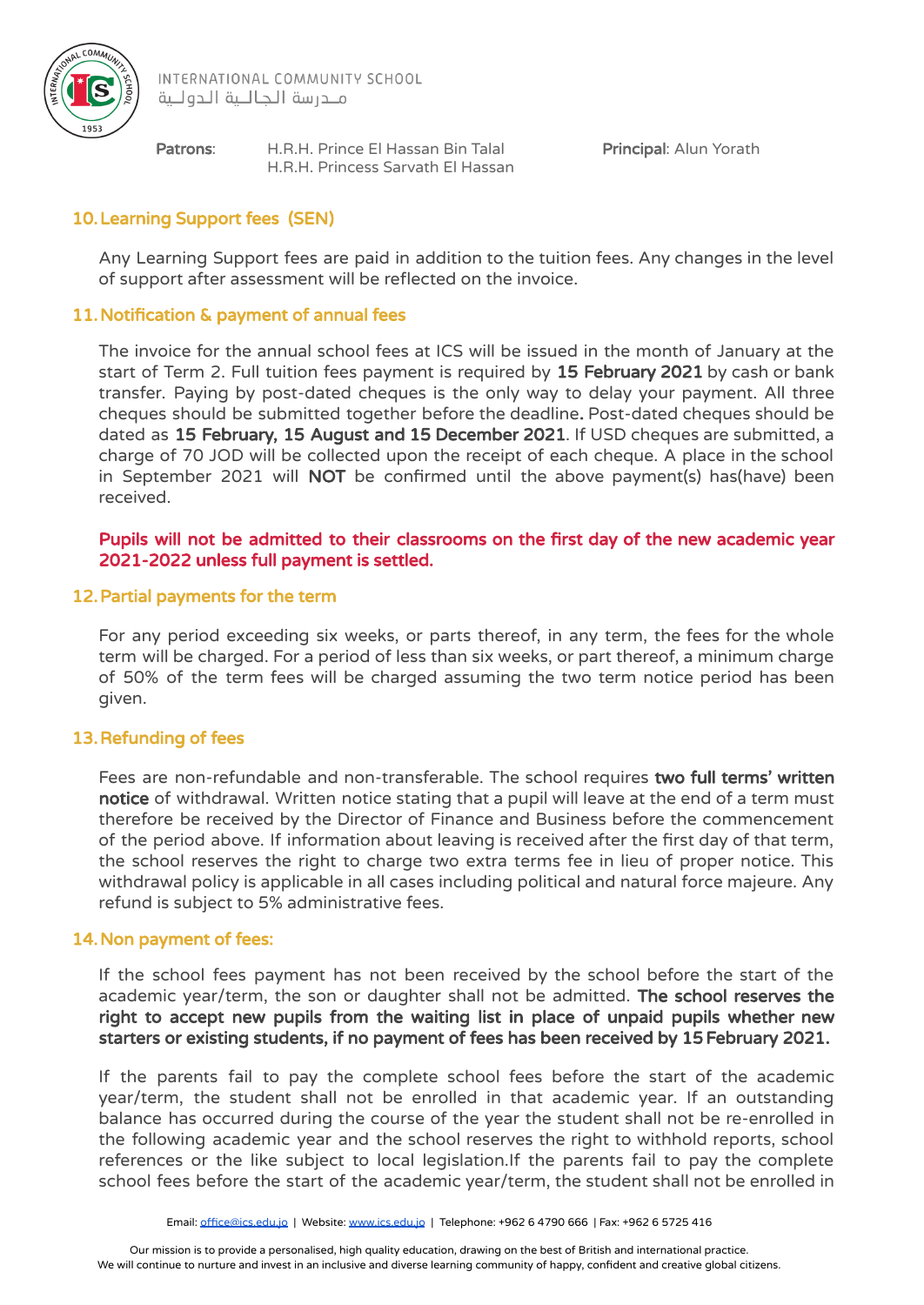## 10. Learning Support fees (SEN)

Any Learning Support fees are paid in addition to the tuition fees. Any changes in the level of support after assessment will be reflected on the invoice.

## 11. Notification & payment of annual fees

The invoice for the annual school fees at ICS will be issued in the month of January at the start of Term 2. Full tuition fees payment is required by **15 February 2021** by cash or bank transfer. Paying by post-dated cheques is the only way to delay your payment. All three cheques should be submitted together before the deadline**.** Post-dated cheques should be dated as **15 February, 15 August and 15 December 2021**. If USD cheques are submitted, a charge of 70 JOD will be collected upon the receipt of each cheque. A place in the school in September 2021 will **NOT** be confirmed until the above payment(s) has(have) been received.

**Pupils will not be admitted to their classrooms on the first day of the new academic year 2021-2022 unless full payment is settled.**

## 12. Partial payments for the term

For any period exceeding six weeks, or parts thereof, in any term, the fees for the whole term will be charged. For a period of less than six weeks, or part thereof, a minimum charge of 50% of the term fees will be charged assuming the two term notice period has been given.

## 13. Refunding of fees

Fees are non-refundable and non-transferable. The school requires **two full terms' written notice** of withdrawal. Written notice stating that a pupil will leave at the end of a term must therefore be received by the Director of Finance and Business before the commencement of the period above. If information about leaving is received after the first day of that term, the school reserves the right to charge two extra terms fee in lieu of proper notice. This withdrawal policy is applicable in all cases including political and natural force majeure. Any refund is subject to 5% administrative fees.

## 14. Non payment of fees:

If the school fees payment has not been received by the school before the start of the academic year/term, the son or daughter shall not be admitted. **The school reserves the right to accept new pupils from the waiting list in place of unpaid pupils whether new starters or existing students, if no payment of fees has been received by 15 February 2021.**

If the parents fail to pay the complete school fees before the start of the academic year/term, the student shall not be enrolled in that academic year. If an outstanding balance has occurred during the course of the year the student shall not be re-enrolled in the following academic year and the school reserves the right to withhold reports, school references or the like subject to local legislation.If the parents fail to pay the complete school fees before the start of the academic year/term, the student shall not be enrolled in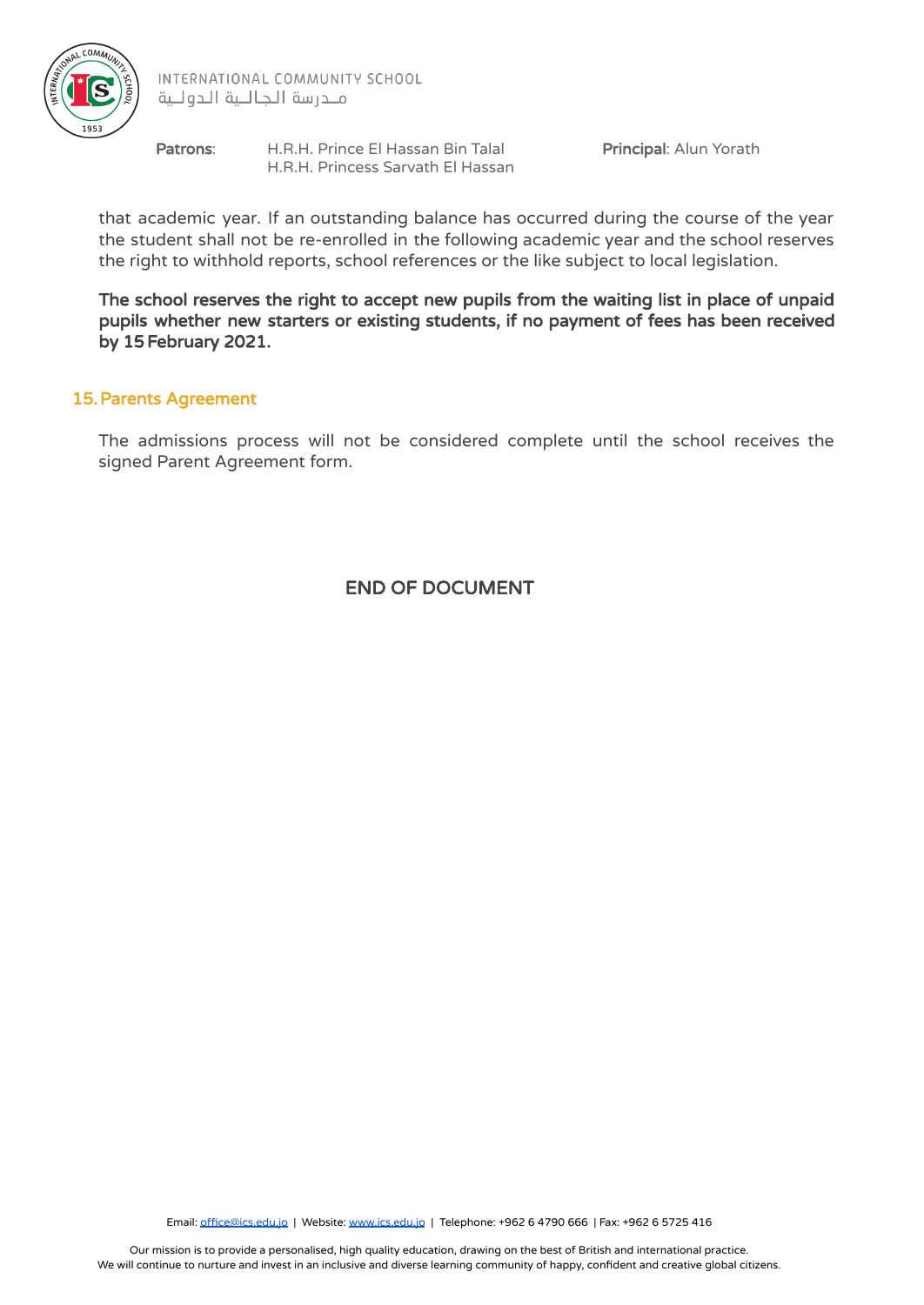that academic year. If an outstanding balance has occurred during the course of the year the student shall not be re-enrolled in the following academic year and the school reserves the right to withhold reports, school references or the like subject to local legislation.

**The school reserves the right to accept new pupils from the waiting list in place of unpaid pupils whether new starters or existing students, if no payment of fees has been received by 15 February 2021.**

## 15. Parents Agreement

The admissions process will not be considered complete until the school receives the signed Parent Agreement form.

END OF DOCUMENT